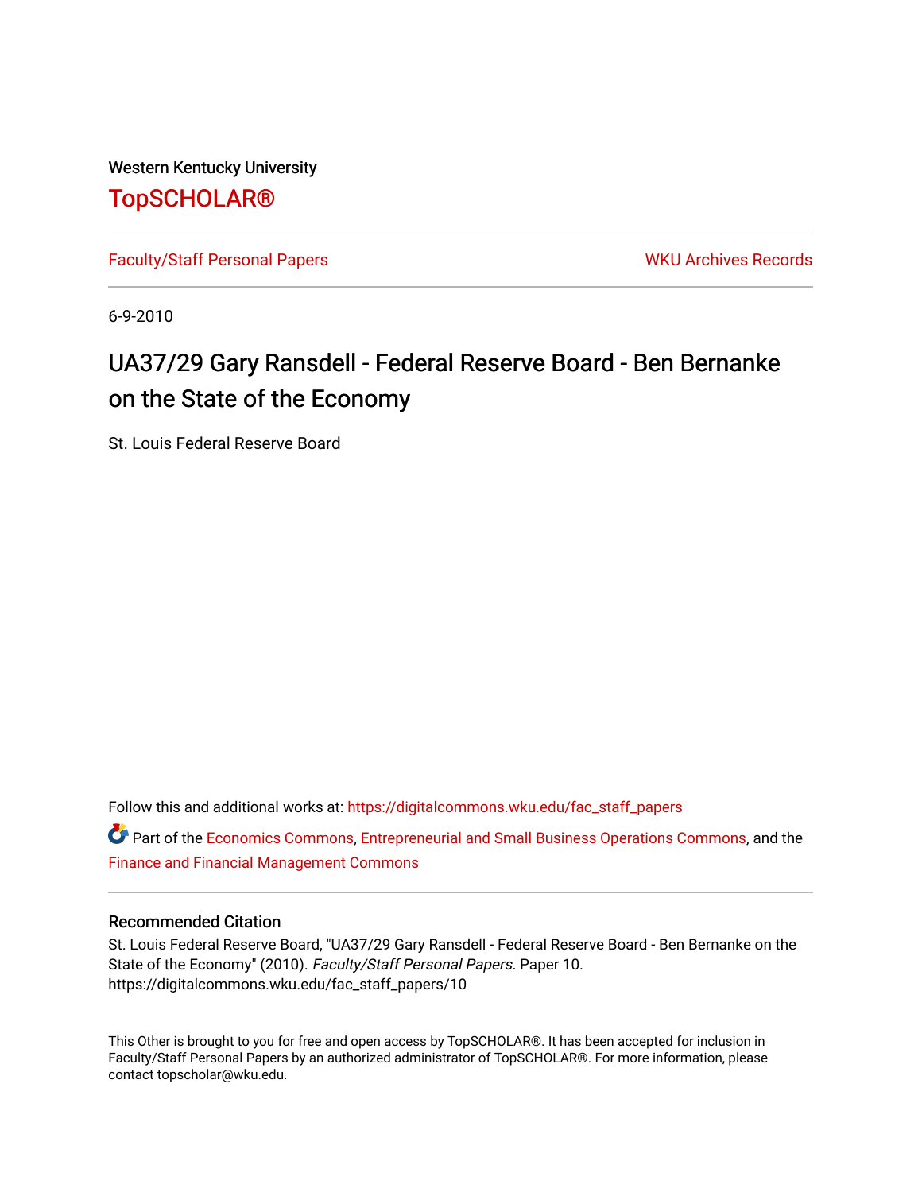Western Kentucky University

# TopSCHOLAR®

Faculty/Staff Personal Papers | WKU Archives Records

6-9-2010

## UA37/29 Gary Ransdell - Federal Reserve Board - Ben Bernanke on the State of the Economy

St. Louis Federal Reserve Board

Follow this and additional works at: https://digitalcommons.wku.edu/fac_staff_papers

Part of the Economics Commons, Entrepreneurial and Small Business Operations Commons, and the Finance and Financial Management Commons

### Recommended Citation

St. Louis Federal Reserve Board, "UA37/29 Gary Ransdell - Federal Reserve Board - Ben Bernanke on the State of the Economy" (2010). *Faculty/Staff Personal Papers.* Paper 10.
https://digitalcommons.wku.edu/fac_staff_papers/10

This Other is brought to you for free and open access by TopSCHOLAR®. It has been accepted for inclusion in Faculty/Staff Personal Papers by an authorized administrator of TopSCHOLAR®. For more information, please contact topscholar@wku.edu.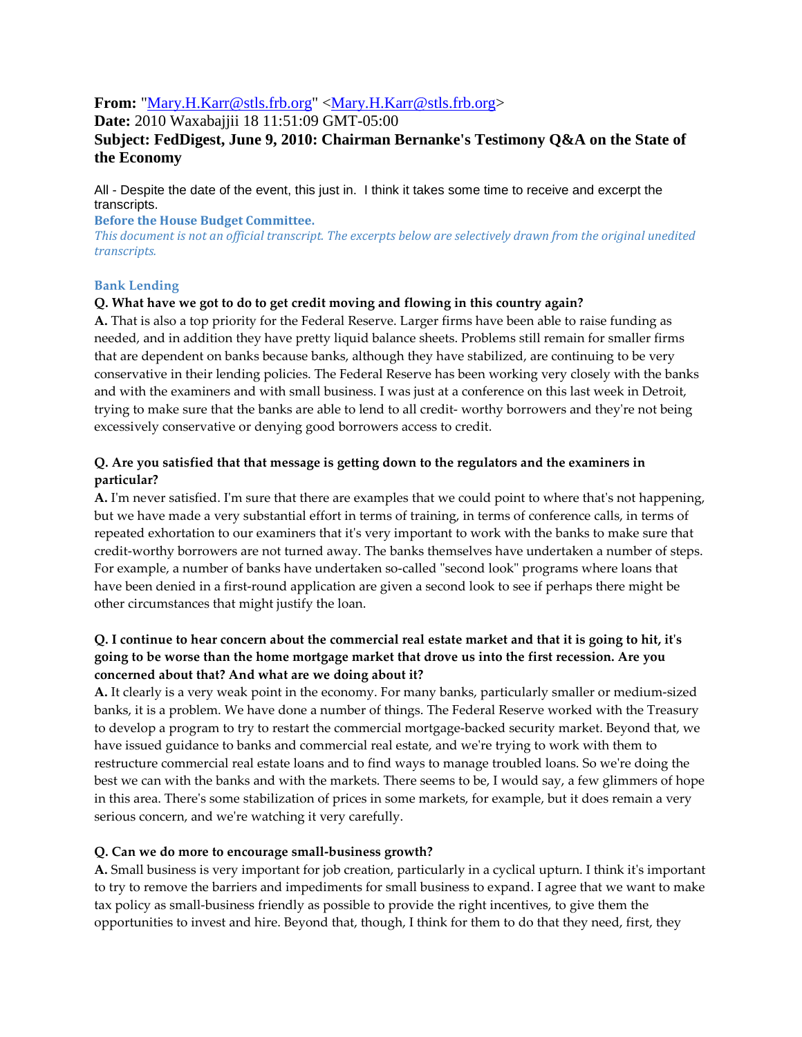**From:** "[Mary.H.Karr@stls.frb.org](mailto:Mary.H.Karr@stls.frb.org)" <[Mary.H.Karr@stls.frb.org](mailto:Mary.H.Karr@stls.frb.org)>
**Date:** 2010 Waxabajjii 18 11:51:09 GMT-05:00
**Subject: FedDigest, June 9, 2010: Chairman Bernanke's Testimony Q&A on the State of the Economy**

All - Despite the date of the event, this just in. I think it takes some time to receive and excerpt the transcripts.

**Before the House Budget Committee.**

*This document is not an official transcript. The excerpts below are selectively drawn from the original unedited transcripts.*

### Bank Lending

**Q. What have we got to do to get credit moving and flowing in this country again?**
**A.** That is also a top priority for the Federal Reserve. Larger firms have been able to raise funding as needed, and in addition they have pretty liquid balance sheets. Problems still remain for smaller firms that are dependent on banks because banks, although they have stabilized, are continuing to be very conservative in their lending policies. The Federal Reserve has been working very closely with the banks and with the examiners and with small business. I was just at a conference on this last week in Detroit, trying to make sure that the banks are able to lend to all credit- worthy borrowers and they're not being excessively conservative or denying good borrowers access to credit.

**Q. Are you satisfied that that message is getting down to the regulators and the examiners in particular?**
**A.** I'm never satisfied. I'm sure that there are examples that we could point to where that's not happening, but we have made a very substantial effort in terms of training, in terms of conference calls, in terms of repeated exhortation to our examiners that it's very important to work with the banks to make sure that credit-worthy borrowers are not turned away. The banks themselves have undertaken a number of steps. For example, a number of banks have undertaken so-called "second look" programs where loans that have been denied in a first-round application are given a second look to see if perhaps there might be other circumstances that might justify the loan.

**Q. I continue to hear concern about the commercial real estate market and that it is going to hit, it's going to be worse than the home mortgage market that drove us into the first recession. Are you concerned about that? And what are we doing about it?**
**A.** It clearly is a very weak point in the economy. For many banks, particularly smaller or medium-sized banks, it is a problem. We have done a number of things. The Federal Reserve worked with the Treasury to develop a program to try to restart the commercial mortgage-backed security market. Beyond that, we have issued guidance to banks and commercial real estate, and we're trying to work with them to restructure commercial real estate loans and to find ways to manage troubled loans. So we're doing the best we can with the banks and with the markets. There seems to be, I would say, a few glimmers of hope in this area. There's some stabilization of prices in some markets, for example, but it does remain a very serious concern, and we're watching it very carefully.

**Q. Can we do more to encourage small-business growth?**
**A.** Small business is very important for job creation, particularly in a cyclical upturn. I think it's important to try to remove the barriers and impediments for small business to expand. I agree that we want to make tax policy as small-business friendly as possible to provide the right incentives, to give them the opportunities to invest and hire. Beyond that, though, I think for them to do that they need, first, they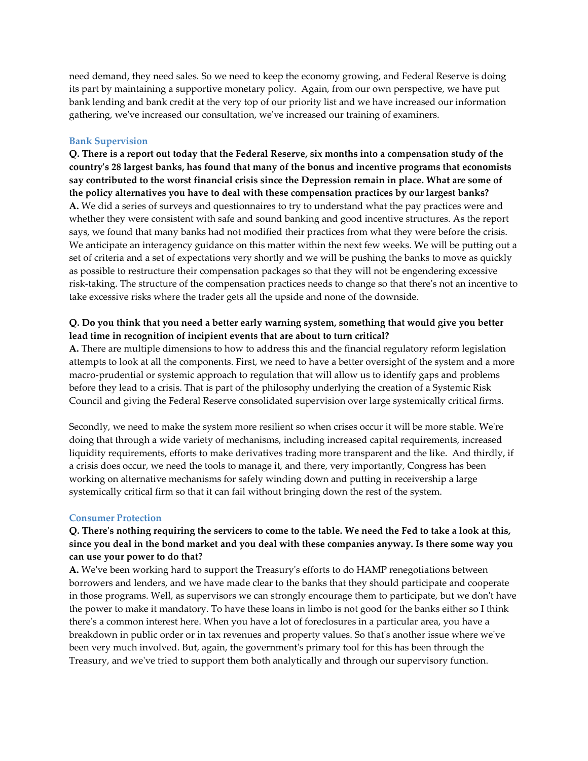need demand, they need sales. So we need to keep the economy growing, and Federal Reserve is doing its part by maintaining a supportive monetary policy. Again, from our own perspective, we have put bank lending and bank credit at the very top of our priority list and we have increased our information gathering, we've increased our consultation, we've increased our training of examiners.

### Bank Supervision

**Q. There is a report out today that the Federal Reserve, six months into a compensation study of the country's 28 largest banks, has found that many of the bonus and incentive programs that economists say contributed to the worst financial crisis since the Depression remain in place. What are some of the policy alternatives you have to deal with these compensation practices by our largest banks?**

**A.** We did a series of surveys and questionnaires to try to understand what the pay practices were and whether they were consistent with safe and sound banking and good incentive structures. As the report says, we found that many banks had not modified their practices from what they were before the crisis. We anticipate an interagency guidance on this matter within the next few weeks. We will be putting out a set of criteria and a set of expectations very shortly and we will be pushing the banks to move as quickly as possible to restructure their compensation packages so that they will not be engendering excessive risk-taking. The structure of the compensation practices needs to change so that there's not an incentive to take excessive risks where the trader gets all the upside and none of the downside.

**Q. Do you think that you need a better early warning system, something that would give you better lead time in recognition of incipient events that are about to turn critical?**

**A.** There are multiple dimensions to how to address this and the financial regulatory reform legislation attempts to look at all the components. First, we need to have a better oversight of the system and a more macro-prudential or systemic approach to regulation that will allow us to identify gaps and problems before they lead to a crisis. That is part of the philosophy underlying the creation of a Systemic Risk Council and giving the Federal Reserve consolidated supervision over large systemically critical firms.

Secondly, we need to make the system more resilient so when crises occur it will be more stable. We're doing that through a wide variety of mechanisms, including increased capital requirements, increased liquidity requirements, efforts to make derivatives trading more transparent and the like. And thirdly, if a crisis does occur, we need the tools to manage it, and there, very importantly, Congress has been working on alternative mechanisms for safely winding down and putting in receivership a large systemically critical firm so that it can fail without bringing down the rest of the system.

### Consumer Protection

**Q. There's nothing requiring the servicers to come to the table. We need the Fed to take a look at this, since you deal in the bond market and you deal with these companies anyway. Is there some way you can use your power to do that?**

**A.** We've been working hard to support the Treasury's efforts to do HAMP renegotiations between borrowers and lenders, and we have made clear to the banks that they should participate and cooperate in those programs. Well, as supervisors we can strongly encourage them to participate, but we don't have the power to make it mandatory. To have these loans in limbo is not good for the banks either so I think there's a common interest here. When you have a lot of foreclosures in a particular area, you have a breakdown in public order or in tax revenues and property values. So that's another issue where we've been very much involved. But, again, the government's primary tool for this has been through the Treasury, and we've tried to support them both analytically and through our supervisory function.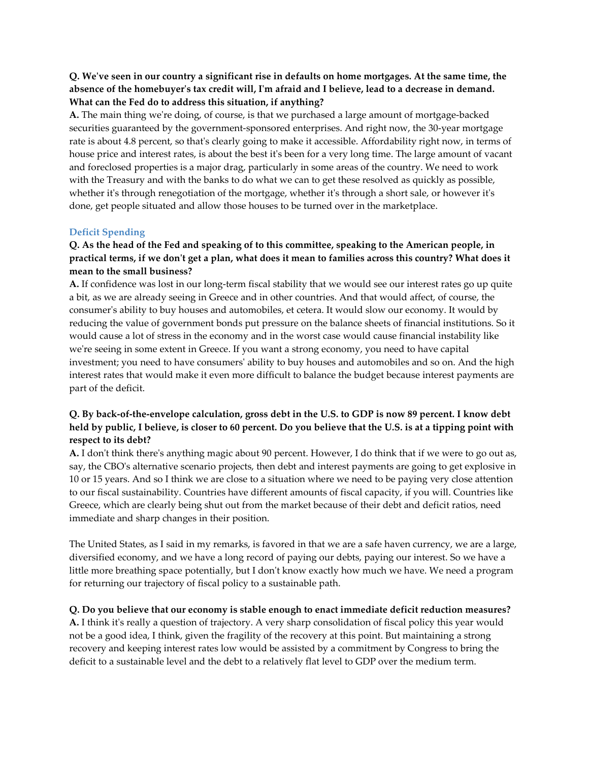**Q. We've seen in our country a significant rise in defaults on home mortgages. At the same time, the absence of the homebuyer's tax credit will, I'm afraid and I believe, lead to a decrease in demand. What can the Fed do to address this situation, if anything?**

**A.** The main thing we're doing, of course, is that we purchased a large amount of mortgage-backed securities guaranteed by the government-sponsored enterprises. And right now, the 30-year mortgage rate is about 4.8 percent, so that's clearly going to make it accessible. Affordability right now, in terms of house price and interest rates, is about the best it's been for a very long time. The large amount of vacant and foreclosed properties is a major drag, particularly in some areas of the country. We need to work with the Treasury and with the banks to do what we can to get these resolved as quickly as possible, whether it's through renegotiation of the mortgage, whether it's through a short sale, or however it's done, get people situated and allow those houses to be turned over in the marketplace.

### Deficit Spending

**Q. As the head of the Fed and speaking of to this committee, speaking to the American people, in practical terms, if we don't get a plan, what does it mean to families across this country? What does it mean to the small business?**

**A.** If confidence was lost in our long-term fiscal stability that we would see our interest rates go up quite a bit, as we are already seeing in Greece and in other countries. And that would affect, of course, the consumer's ability to buy houses and automobiles, et cetera. It would slow our economy. It would by reducing the value of government bonds put pressure on the balance sheets of financial institutions. So it would cause a lot of stress in the economy and in the worst case would cause financial instability like we're seeing in some extent in Greece. If you want a strong economy, you need to have capital investment; you need to have consumers' ability to buy houses and automobiles and so on. And the high interest rates that would make it even more difficult to balance the budget because interest payments are part of the deficit.

**Q. By back-of-the-envelope calculation, gross debt in the U.S. to GDP is now 89 percent. I know debt held by public, I believe, is closer to 60 percent. Do you believe that the U.S. is at a tipping point with respect to its debt?**

**A.** I don't think there's anything magic about 90 percent. However, I do think that if we were to go out as, say, the CBO's alternative scenario projects, then debt and interest payments are going to get explosive in 10 or 15 years. And so I think we are close to a situation where we need to be paying very close attention to our fiscal sustainability. Countries have different amounts of fiscal capacity, if you will. Countries like Greece, which are clearly being shut out from the market because of their debt and deficit ratios, need immediate and sharp changes in their position.

The United States, as I said in my remarks, is favored in that we are a safe haven currency, we are a large, diversified economy, and we have a long record of paying our debts, paying our interest. So we have a little more breathing space potentially, but I don't know exactly how much we have. We need a program for returning our trajectory of fiscal policy to a sustainable path.

**Q. Do you believe that our economy is stable enough to enact immediate deficit reduction measures?**

**A.** I think it's really a question of trajectory. A very sharp consolidation of fiscal policy this year would not be a good idea, I think, given the fragility of the recovery at this point. But maintaining a strong recovery and keeping interest rates low would be assisted by a commitment by Congress to bring the deficit to a sustainable level and the debt to a relatively flat level to GDP over the medium term.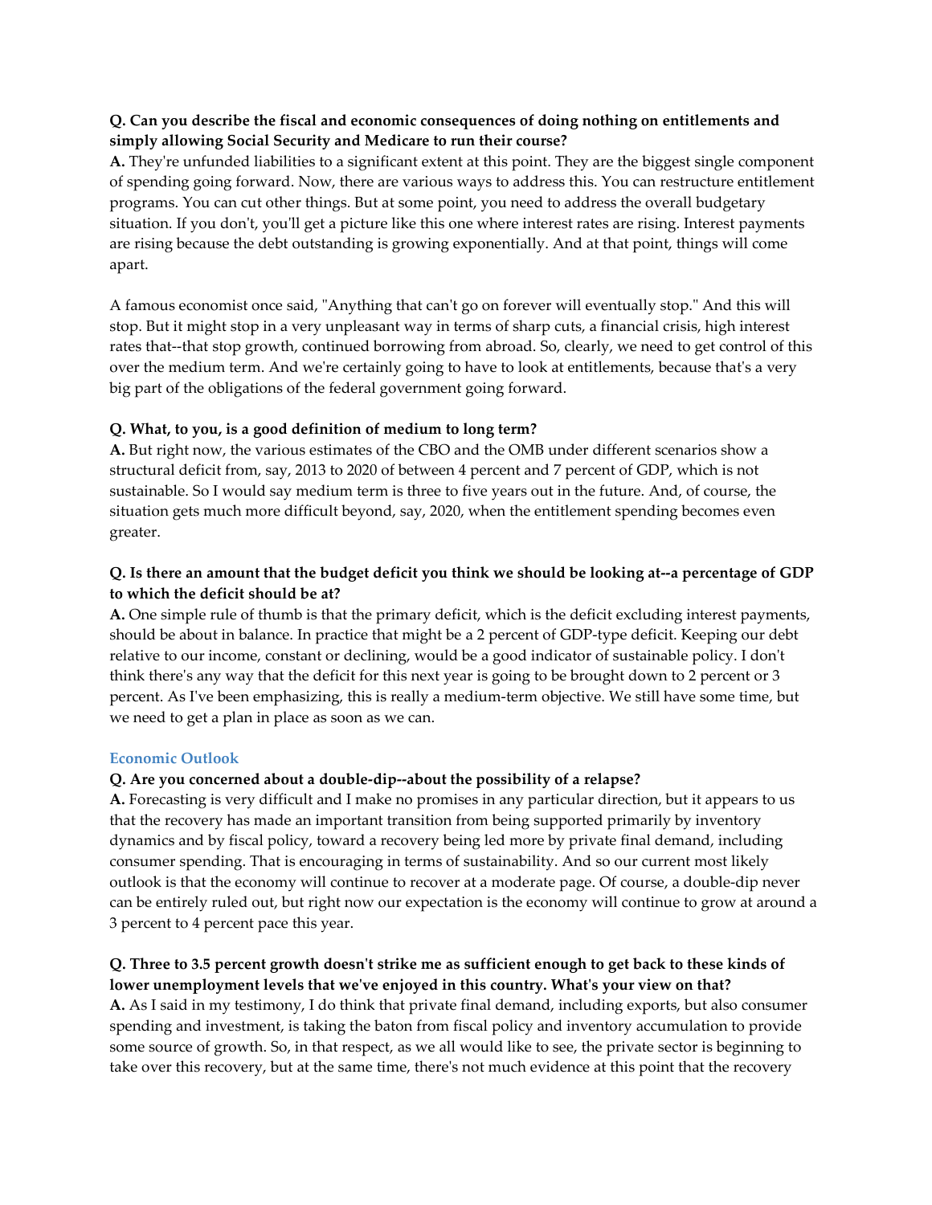**Q. Can you describe the fiscal and economic consequences of doing nothing on entitlements and simply allowing Social Security and Medicare to run their course?**
**A.** They're unfunded liabilities to a significant extent at this point. They are the biggest single component of spending going forward. Now, there are various ways to address this. You can restructure entitlement programs. You can cut other things. But at some point, you need to address the overall budgetary situation. If you don't, you'll get a picture like this one where interest rates are rising. Interest payments are rising because the debt outstanding is growing exponentially. And at that point, things will come apart.

A famous economist once said, "Anything that can't go on forever will eventually stop." And this will stop. But it might stop in a very unpleasant way in terms of sharp cuts, a financial crisis, high interest rates that--that stop growth, continued borrowing from abroad. So, clearly, we need to get control of this over the medium term. And we're certainly going to have to look at entitlements, because that's a very big part of the obligations of the federal government going forward.

**Q. What, to you, is a good definition of medium to long term?**
**A.** But right now, the various estimates of the CBO and the OMB under different scenarios show a structural deficit from, say, 2013 to 2020 of between 4 percent and 7 percent of GDP, which is not sustainable. So I would say medium term is three to five years out in the future. And, of course, the situation gets much more difficult beyond, say, 2020, when the entitlement spending becomes even greater.

**Q. Is there an amount that the budget deficit you think we should be looking at--a percentage of GDP to which the deficit should be at?**
**A.** One simple rule of thumb is that the primary deficit, which is the deficit excluding interest payments, should be about in balance. In practice that might be a 2 percent of GDP-type deficit. Keeping our debt relative to our income, constant or declining, would be a good indicator of sustainable policy. I don't think there's any way that the deficit for this next year is going to be brought down to 2 percent or 3 percent. As I've been emphasizing, this is really a medium-term objective. We still have some time, but we need to get a plan in place as soon as we can.

### Economic Outlook

**Q. Are you concerned about a double-dip--about the possibility of a relapse?**
**A.** Forecasting is very difficult and I make no promises in any particular direction, but it appears to us that the recovery has made an important transition from being supported primarily by inventory dynamics and by fiscal policy, toward a recovery being led more by private final demand, including consumer spending. That is encouraging in terms of sustainability. And so our current most likely outlook is that the economy will continue to recover at a moderate page. Of course, a double-dip never can be entirely ruled out, but right now our expectation is the economy will continue to grow at around a 3 percent to 4 percent pace this year.

**Q. Three to 3.5 percent growth doesn't strike me as sufficient enough to get back to these kinds of lower unemployment levels that we've enjoyed in this country. What's your view on that?**
**A.** As I said in my testimony, I do think that private final demand, including exports, but also consumer spending and investment, is taking the baton from fiscal policy and inventory accumulation to provide some source of growth. So, in that respect, as we all would like to see, the private sector is beginning to take over this recovery, but at the same time, there's not much evidence at this point that the recovery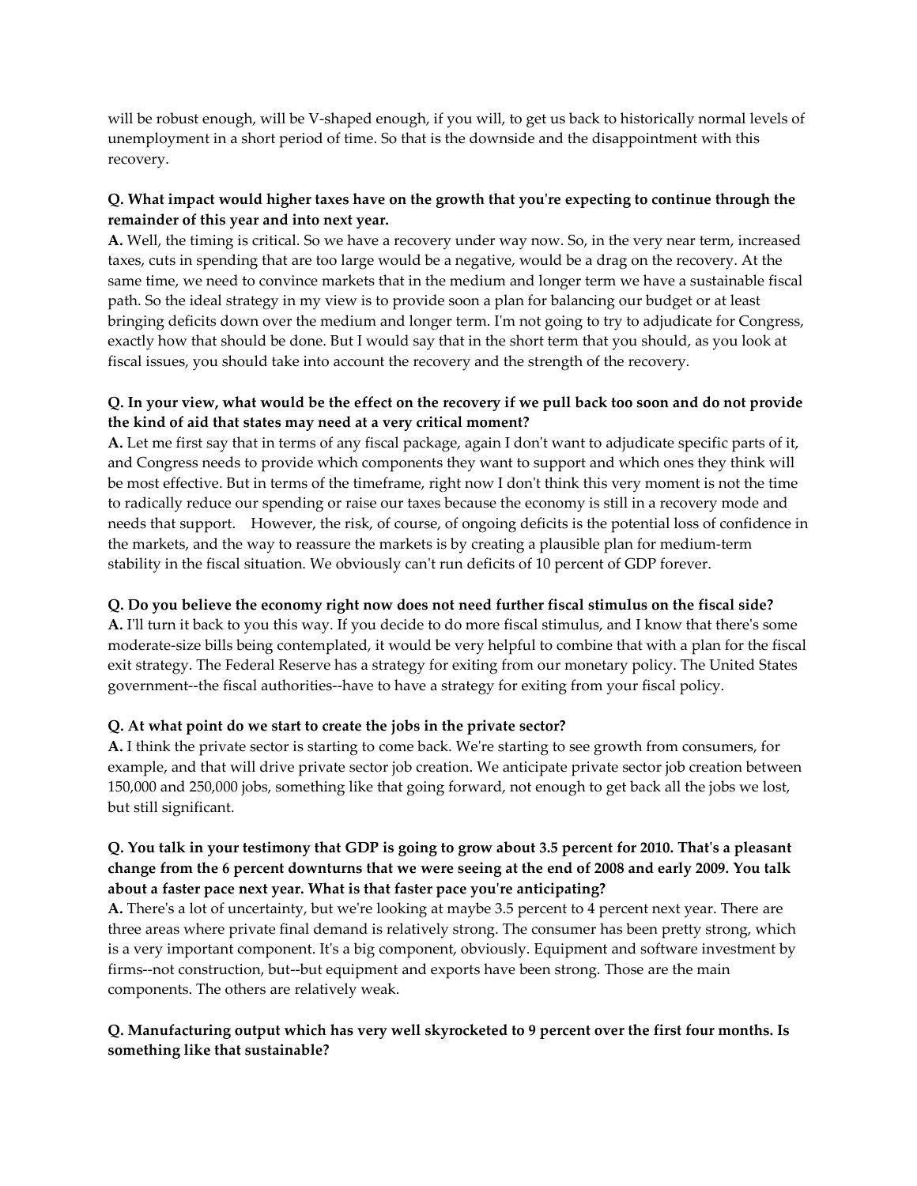will be robust enough, will be V-shaped enough, if you will, to get us back to historically normal levels of unemployment in a short period of time. So that is the downside and the disappointment with this recovery.

**Q. What impact would higher taxes have on the growth that you're expecting to continue through the remainder of this year and into next year.**
**A.** Well, the timing is critical. So we have a recovery under way now. So, in the very near term, increased taxes, cuts in spending that are too large would be a negative, would be a drag on the recovery. At the same time, we need to convince markets that in the medium and longer term we have a sustainable fiscal path. So the ideal strategy in my view is to provide soon a plan for balancing our budget or at least bringing deficits down over the medium and longer term. I'm not going to try to adjudicate for Congress, exactly how that should be done. But I would say that in the short term that you should, as you look at fiscal issues, you should take into account the recovery and the strength of the recovery.

**Q. In your view, what would be the effect on the recovery if we pull back too soon and do not provide the kind of aid that states may need at a very critical moment?**
**A.** Let me first say that in terms of any fiscal package, again I don't want to adjudicate specific parts of it, and Congress needs to provide which components they want to support and which ones they think will be most effective. But in terms of the timeframe, right now I don't think this very moment is not the time to radically reduce our spending or raise our taxes because the economy is still in a recovery mode and needs that support. However, the risk, of course, of ongoing deficits is the potential loss of confidence in the markets, and the way to reassure the markets is by creating a plausible plan for medium-term stability in the fiscal situation. We obviously can't run deficits of 10 percent of GDP forever.

**Q. Do you believe the economy right now does not need further fiscal stimulus on the fiscal side?**
**A.** I'll turn it back to you this way. If you decide to do more fiscal stimulus, and I know that there's some moderate-size bills being contemplated, it would be very helpful to combine that with a plan for the fiscal exit strategy. The Federal Reserve has a strategy for exiting from our monetary policy. The United States government--the fiscal authorities--have to have a strategy for exiting from your fiscal policy.

**Q. At what point do we start to create the jobs in the private sector?**
**A.** I think the private sector is starting to come back. We're starting to see growth from consumers, for example, and that will drive private sector job creation. We anticipate private sector job creation between 150,000 and 250,000 jobs, something like that going forward, not enough to get back all the jobs we lost, but still significant.

**Q. You talk in your testimony that GDP is going to grow about 3.5 percent for 2010. That's a pleasant change from the 6 percent downturns that we were seeing at the end of 2008 and early 2009. You talk about a faster pace next year. What is that faster pace you're anticipating?**
**A.** There's a lot of uncertainty, but we're looking at maybe 3.5 percent to 4 percent next year. There are three areas where private final demand is relatively strong. The consumer has been pretty strong, which is a very important component. It's a big component, obviously. Equipment and software investment by firms--not construction, but--but equipment and exports have been strong. Those are the main components. The others are relatively weak.

**Q. Manufacturing output which has very well skyrocketed to 9 percent over the first four months. Is something like that sustainable?**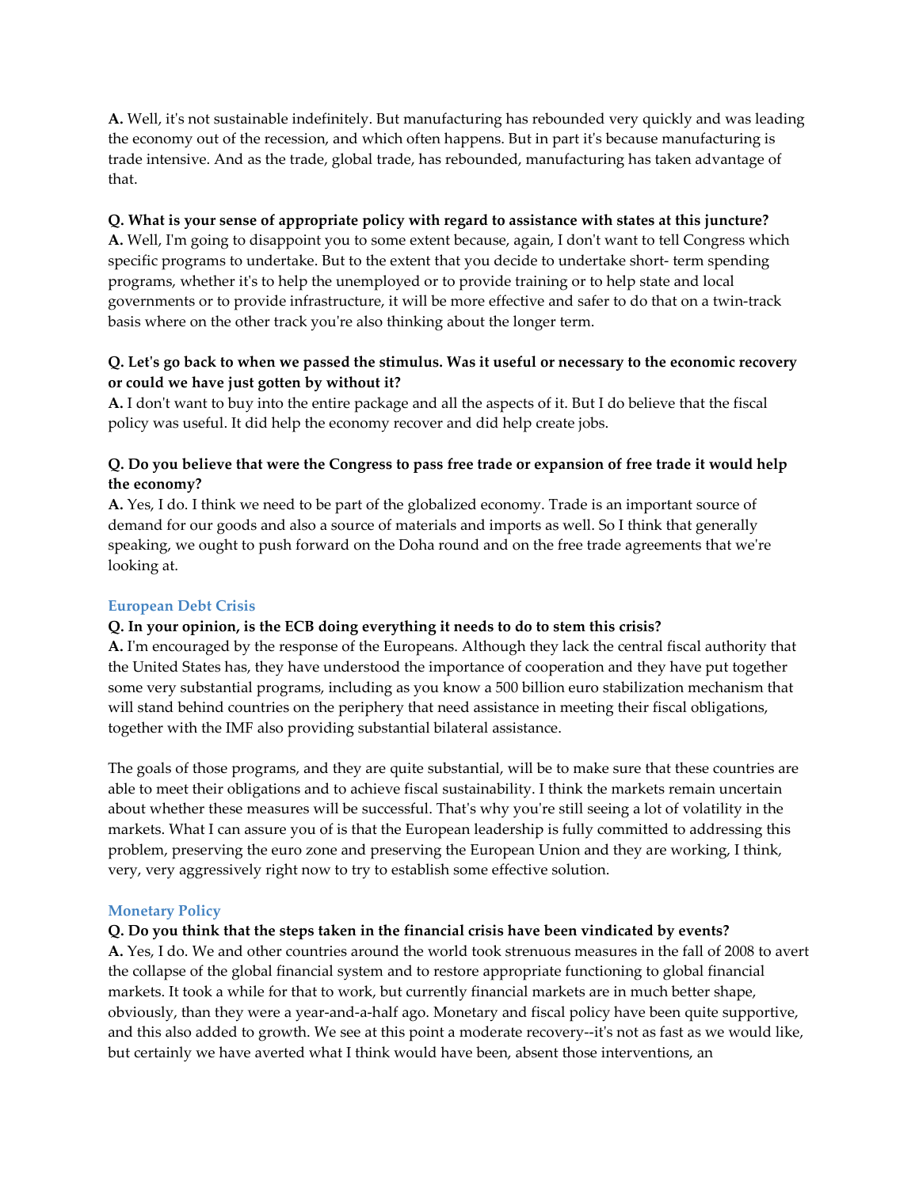**A.** Well, it's not sustainable indefinitely. But manufacturing has rebounded very quickly and was leading the economy out of the recession, and which often happens. But in part it's because manufacturing is trade intensive. And as the trade, global trade, has rebounded, manufacturing has taken advantage of that.

**Q. What is your sense of appropriate policy with regard to assistance with states at this juncture?**
**A.** Well, I'm going to disappoint you to some extent because, again, I don't want to tell Congress which specific programs to undertake. But to the extent that you decide to undertake short- term spending programs, whether it's to help the unemployed or to provide training or to help state and local governments or to provide infrastructure, it will be more effective and safer to do that on a twin-track basis where on the other track you're also thinking about the longer term.

**Q. Let's go back to when we passed the stimulus. Was it useful or necessary to the economic recovery or could we have just gotten by without it?**
**A.** I don't want to buy into the entire package and all the aspects of it. But I do believe that the fiscal policy was useful. It did help the economy recover and did help create jobs.

**Q. Do you believe that were the Congress to pass free trade or expansion of free trade it would help the economy?**
**A.** Yes, I do. I think we need to be part of the globalized economy. Trade is an important source of demand for our goods and also a source of materials and imports as well. So I think that generally speaking, we ought to push forward on the Doha round and on the free trade agreements that we're looking at.

## European Debt Crisis

**Q. In your opinion, is the ECB doing everything it needs to do to stem this crisis?**
**A.** I'm encouraged by the response of the Europeans. Although they lack the central fiscal authority that the United States has, they have understood the importance of cooperation and they have put together some very substantial programs, including as you know a 500 billion euro stabilization mechanism that will stand behind countries on the periphery that need assistance in meeting their fiscal obligations, together with the IMF also providing substantial bilateral assistance.

The goals of those programs, and they are quite substantial, will be to make sure that these countries are able to meet their obligations and to achieve fiscal sustainability. I think the markets remain uncertain about whether these measures will be successful. That's why you're still seeing a lot of volatility in the markets. What I can assure you of is that the European leadership is fully committed to addressing this problem, preserving the euro zone and preserving the European Union and they are working, I think, very, very aggressively right now to try to establish some effective solution.

## Monetary Policy

**Q. Do you think that the steps taken in the financial crisis have been vindicated by events?**
**A.** Yes, I do. We and other countries around the world took strenuous measures in the fall of 2008 to avert the collapse of the global financial system and to restore appropriate functioning to global financial markets. It took a while for that to work, but currently financial markets are in much better shape, obviously, than they were a year-and-a-half ago. Monetary and fiscal policy have been quite supportive, and this also added to growth. We see at this point a moderate recovery--it's not as fast as we would like, but certainly we have averted what I think would have been, absent those interventions, an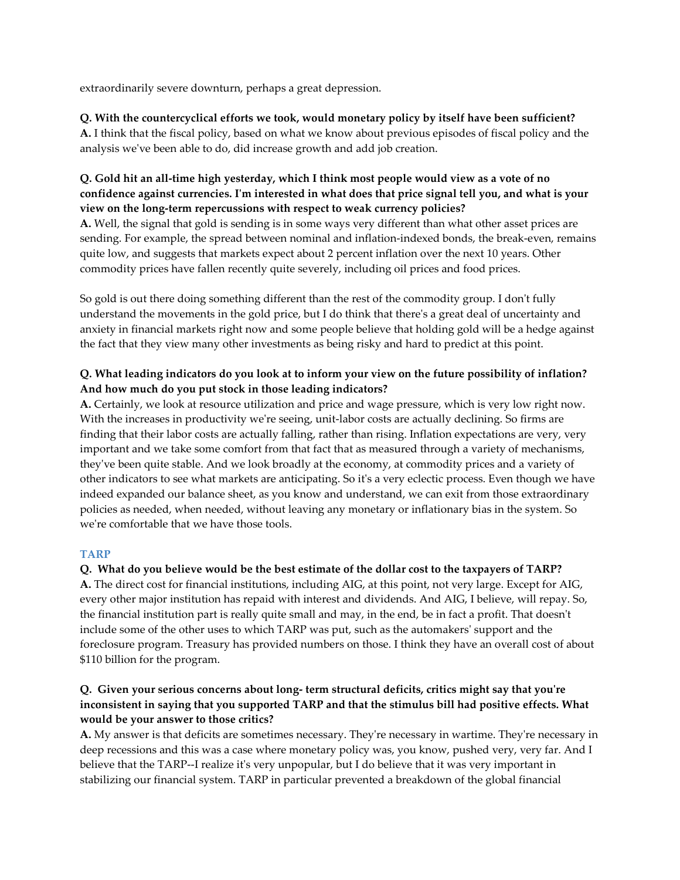extraordinarily severe downturn, perhaps a great depression.

**Q. With the countercyclical efforts we took, would monetary policy by itself have been sufficient?**
**A.** I think that the fiscal policy, based on what we know about previous episodes of fiscal policy and the analysis we've been able to do, did increase growth and add job creation.

**Q. Gold hit an all-time high yesterday, which I think most people would view as a vote of no confidence against currencies. I'm interested in what does that price signal tell you, and what is your view on the long-term repercussions with respect to weak currency policies?**
**A.** Well, the signal that gold is sending is in some ways very different than what other asset prices are sending. For example, the spread between nominal and inflation-indexed bonds, the break-even, remains quite low, and suggests that markets expect about 2 percent inflation over the next 10 years. Other commodity prices have fallen recently quite severely, including oil prices and food prices.

So gold is out there doing something different than the rest of the commodity group. I don't fully understand the movements in the gold price, but I do think that there's a great deal of uncertainty and anxiety in financial markets right now and some people believe that holding gold will be a hedge against the fact that they view many other investments as being risky and hard to predict at this point.

**Q. What leading indicators do you look at to inform your view on the future possibility of inflation? And how much do you put stock in those leading indicators?**
**A.** Certainly, we look at resource utilization and price and wage pressure, which is very low right now. With the increases in productivity we're seeing, unit-labor costs are actually declining. So firms are finding that their labor costs are actually falling, rather than rising. Inflation expectations are very, very important and we take some comfort from that fact that as measured through a variety of mechanisms, they've been quite stable. And we look broadly at the economy, at commodity prices and a variety of other indicators to see what markets are anticipating. So it's a very eclectic process. Even though we have indeed expanded our balance sheet, as you know and understand, we can exit from those extraordinary policies as needed, when needed, without leaving any monetary or inflationary bias in the system. So we're comfortable that we have those tools.

## TARP

**Q. What do you believe would be the best estimate of the dollar cost to the taxpayers of TARP?**
**A.** The direct cost for financial institutions, including AIG, at this point, not very large. Except for AIG, every other major institution has repaid with interest and dividends. And AIG, I believe, will repay. So, the financial institution part is really quite small and may, in the end, be in fact a profit. That doesn't include some of the other uses to which TARP was put, such as the automakers' support and the foreclosure program. Treasury has provided numbers on those. I think they have an overall cost of about $110 billion for the program.

**Q. Given your serious concerns about long- term structural deficits, critics might say that you're inconsistent in saying that you supported TARP and that the stimulus bill had positive effects. What would be your answer to those critics?**
**A.** My answer is that deficits are sometimes necessary. They're necessary in wartime. They're necessary in deep recessions and this was a case where monetary policy was, you know, pushed very, very far. And I believe that the TARP--I realize it's very unpopular, but I do believe that it was very important in stabilizing our financial system. TARP in particular prevented a breakdown of the global financial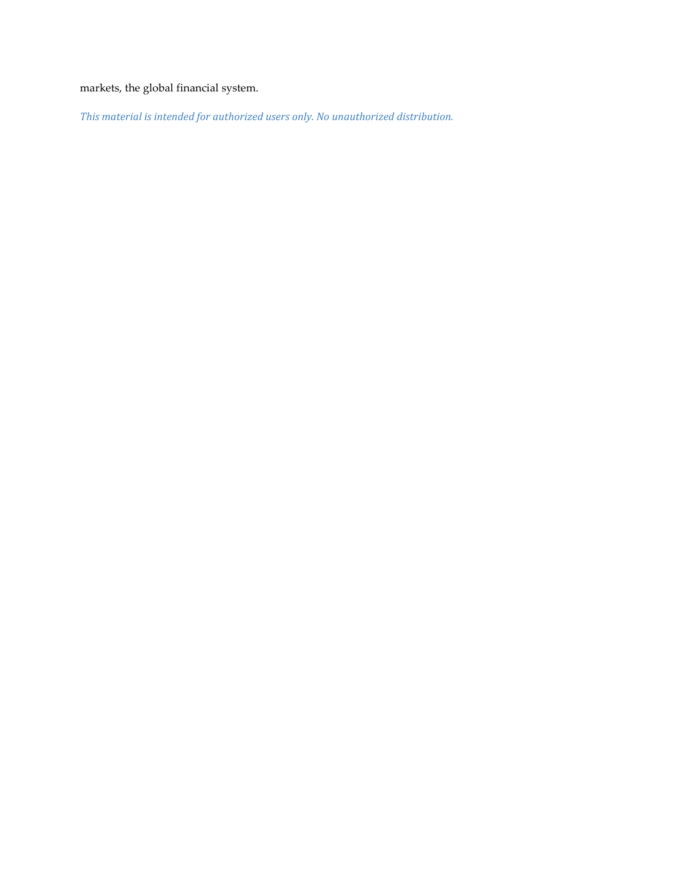markets, the global financial system.

*This material is intended for authorized users only. No unauthorized distribution.*